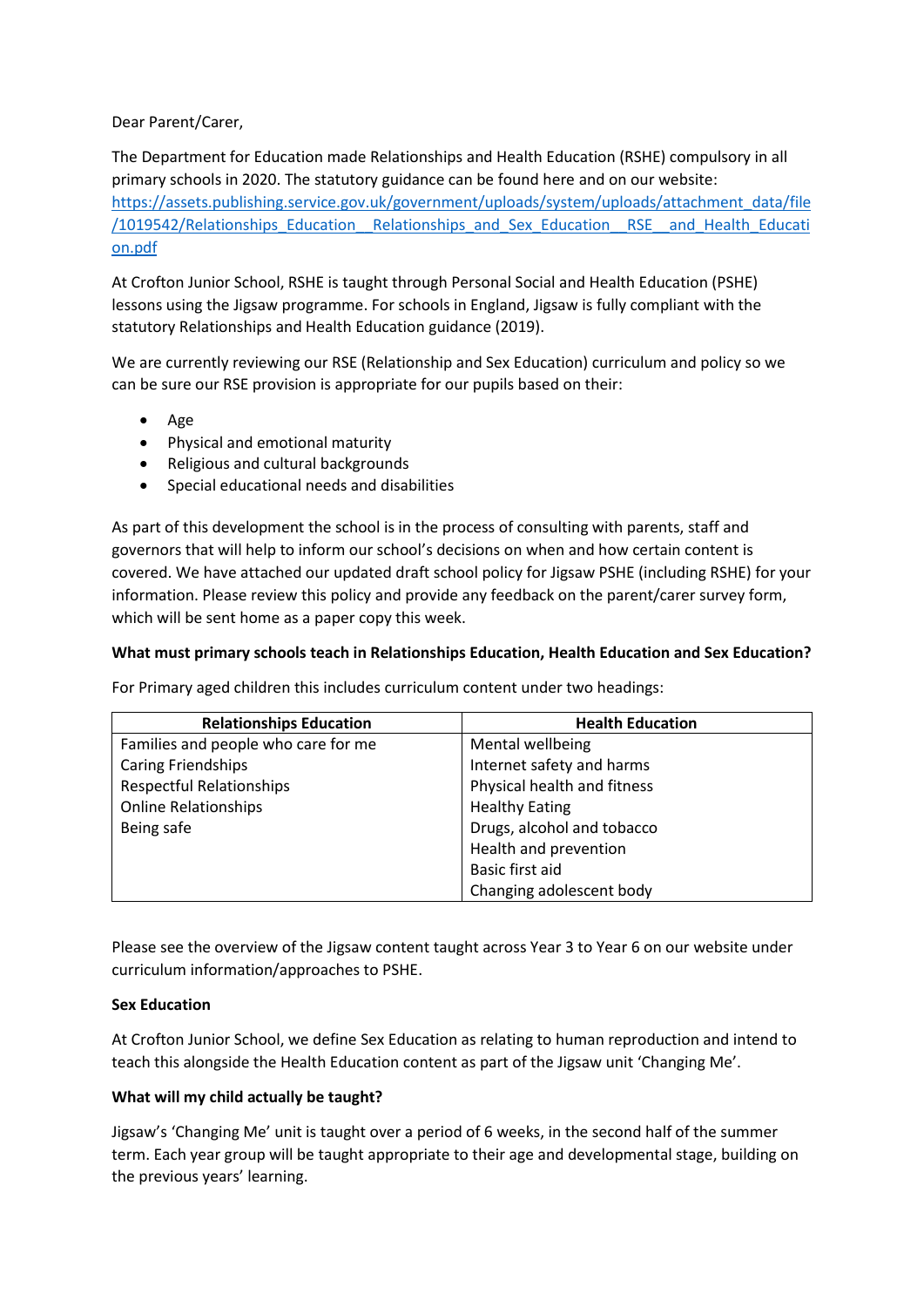Dear Parent/Carer,

The Department for Education made Relationships and Health Education (RSHE) compulsory in all primary schools in 2020. The statutory guidance can be found here and on our website: [https://assets.publishing.service.gov.uk/government/uploads/system/uploads/attachment_data/file/1019542/Relationships_Education__Relationships_and_Sex_Education__RSE__and_Health_Education.pdf](https://assets.publishing.service.gov.uk/government/uploads/system/uploads/attachment_data/file/1019542/Relationships_Education__Relationships_and_Sex_Education__RSE__and_Health_Education.pdf)

At Crofton Junior School, RSHE is taught through Personal Social and Health Education (PSHE) lessons using the Jigsaw programme. For schools in England, Jigsaw is fully compliant with the statutory Relationships and Health Education guidance (2019).

We are currently reviewing our RSE (Relationship and Sex Education) curriculum and policy so we can be sure our RSE provision is appropriate for our pupils based on their:

- Age
- Physical and emotional maturity
- Religious and cultural backgrounds
- Special educational needs and disabilities

As part of this development the school is in the process of consulting with parents, staff and governors that will help to inform our school's decisions on when and how certain content is covered. We have attached our updated draft school policy for Jigsaw PSHE (including RSHE) for your information. Please review this policy and provide any feedback on the parent/carer survey form, which will be sent home as a paper copy this week.

**What must primary schools teach in Relationships Education, Health Education and Sex Education?**

For Primary aged children this includes curriculum content under two headings:

| Relationships Education | Health Education |
| --- | --- |
| Families and people who care for me | Mental wellbeing |
| Caring Friendships | Internet safety and harms |
| Respectful Relationships | Physical health and fitness |
| Online Relationships | Healthy Eating |
| Being safe | Drugs, alcohol and tobacco |
| | Health and prevention |
| | Basic first aid |
| | Changing adolescent body |

Please see the overview of the Jigsaw content taught across Year 3 to Year 6 on our website under curriculum information/approaches to PSHE.

**Sex Education**

At Crofton Junior School, we define Sex Education as relating to human reproduction and intend to teach this alongside the Health Education content as part of the Jigsaw unit 'Changing Me'.

**What will my child actually be taught?**

Jigsaw's 'Changing Me' unit is taught over a period of 6 weeks, in the second half of the summer term. Each year group will be taught appropriate to their age and developmental stage, building on the previous years' learning.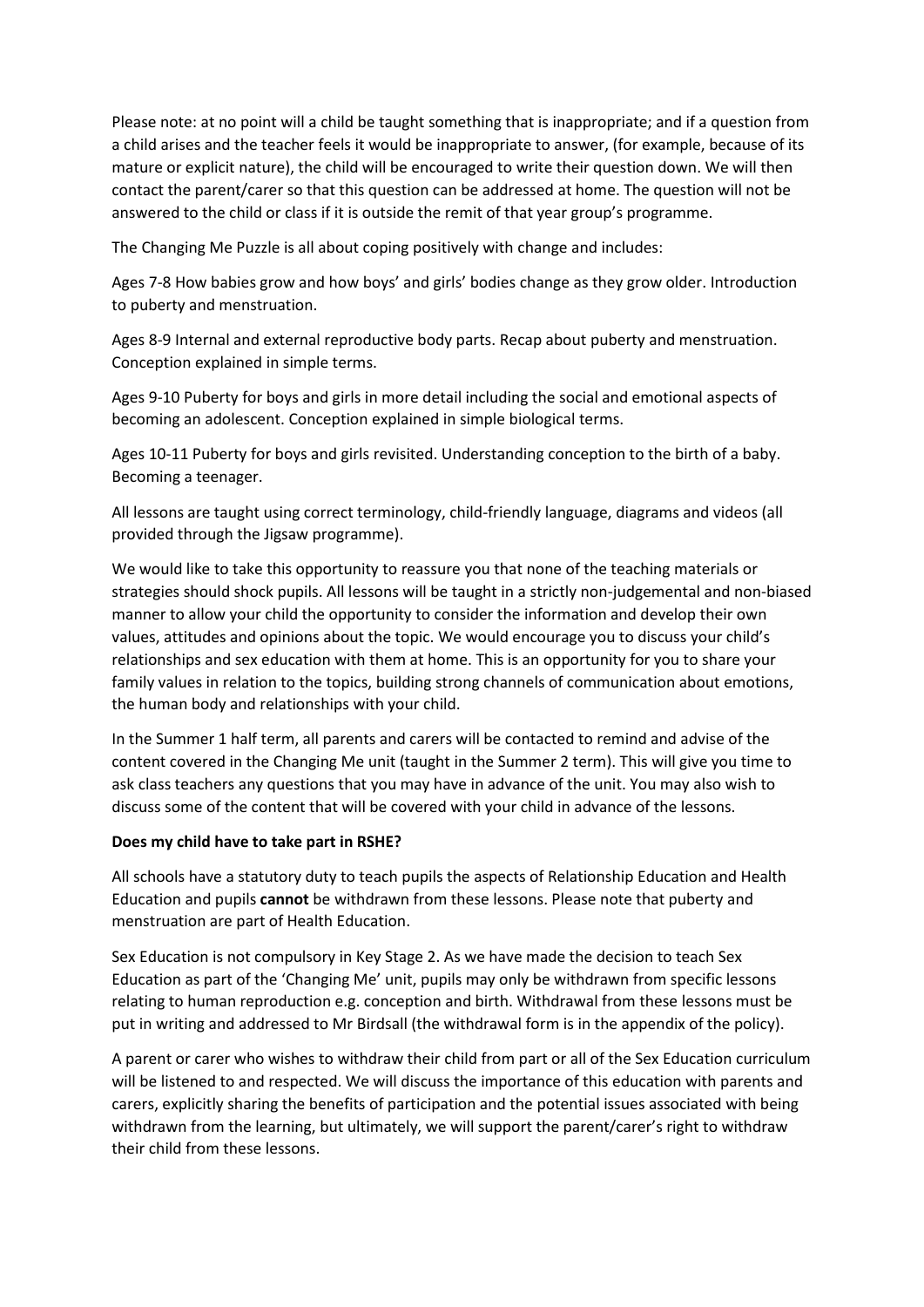Please note: at no point will a child be taught something that is inappropriate; and if a question from a child arises and the teacher feels it would be inappropriate to answer, (for example, because of its mature or explicit nature), the child will be encouraged to write their question down. We will then contact the parent/carer so that this question can be addressed at home. The question will not be answered to the child or class if it is outside the remit of that year group's programme.

The Changing Me Puzzle is all about coping positively with change and includes:

Ages 7-8 How babies grow and how boys' and girls' bodies change as they grow older. Introduction to puberty and menstruation.

Ages 8-9 Internal and external reproductive body parts. Recap about puberty and menstruation. Conception explained in simple terms.

Ages 9-10 Puberty for boys and girls in more detail including the social and emotional aspects of becoming an adolescent. Conception explained in simple biological terms.

Ages 10-11 Puberty for boys and girls revisited. Understanding conception to the birth of a baby. Becoming a teenager.

All lessons are taught using correct terminology, child-friendly language, diagrams and videos (all provided through the Jigsaw programme).

We would like to take this opportunity to reassure you that none of the teaching materials or strategies should shock pupils. All lessons will be taught in a strictly non-judgemental and non-biased manner to allow your child the opportunity to consider the information and develop their own values, attitudes and opinions about the topic. We would encourage you to discuss your child's relationships and sex education with them at home. This is an opportunity for you to share your family values in relation to the topics, building strong channels of communication about emotions, the human body and relationships with your child.

In the Summer 1 half term, all parents and carers will be contacted to remind and advise of the content covered in the Changing Me unit (taught in the Summer 2 term). This will give you time to ask class teachers any questions that you may have in advance of the unit. You may also wish to discuss some of the content that will be covered with your child in advance of the lessons.

**Does my child have to take part in RSHE?**

All schools have a statutory duty to teach pupils the aspects of Relationship Education and Health Education and pupils **cannot** be withdrawn from these lessons. Please note that puberty and menstruation are part of Health Education.

Sex Education is not compulsory in Key Stage 2. As we have made the decision to teach Sex Education as part of the 'Changing Me' unit, pupils may only be withdrawn from specific lessons relating to human reproduction e.g. conception and birth. Withdrawal from these lessons must be put in writing and addressed to Mr Birdsall (the withdrawal form is in the appendix of the policy).

A parent or carer who wishes to withdraw their child from part or all of the Sex Education curriculum will be listened to and respected. We will discuss the importance of this education with parents and carers, explicitly sharing the benefits of participation and the potential issues associated with being withdrawn from the learning, but ultimately, we will support the parent/carer's right to withdraw their child from these lessons.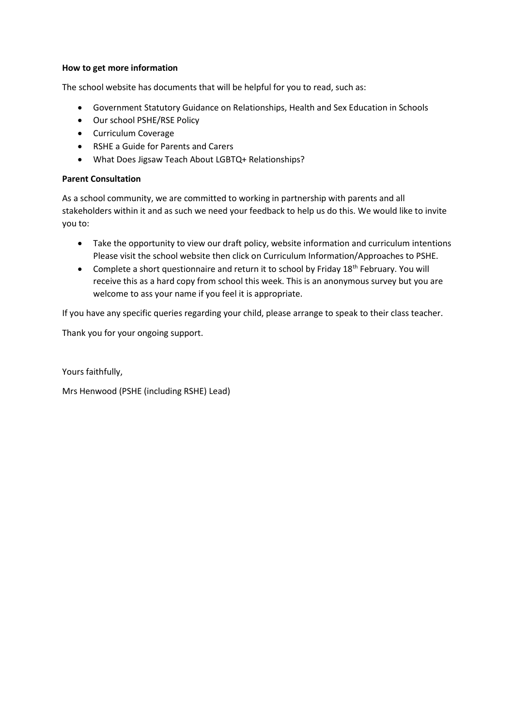**How to get more information**

The school website has documents that will be helpful for you to read, such as:

- Government Statutory Guidance on Relationships, Health and Sex Education in Schools
- Our school PSHE/RSE Policy
- Curriculum Coverage
- RSHE a Guide for Parents and Carers
- What Does Jigsaw Teach About LGBTQ+ Relationships?

**Parent Consultation**

As a school community, we are committed to working in partnership with parents and all stakeholders within it and as such we need your feedback to help us do this. We would like to invite you to:

- Take the opportunity to view our draft policy, website information and curriculum intentions Please visit the school website then click on Curriculum Information/Approaches to PSHE.
- Complete a short questionnaire and return it to school by Friday 18th February. You will receive this as a hard copy from school this week. This is an anonymous survey but you are welcome to ass your name if you feel it is appropriate.

If you have any specific queries regarding your child, please arrange to speak to their class teacher.

Thank you for your ongoing support.

Yours faithfully,

Mrs Henwood (PSHE (including RSHE) Lead)